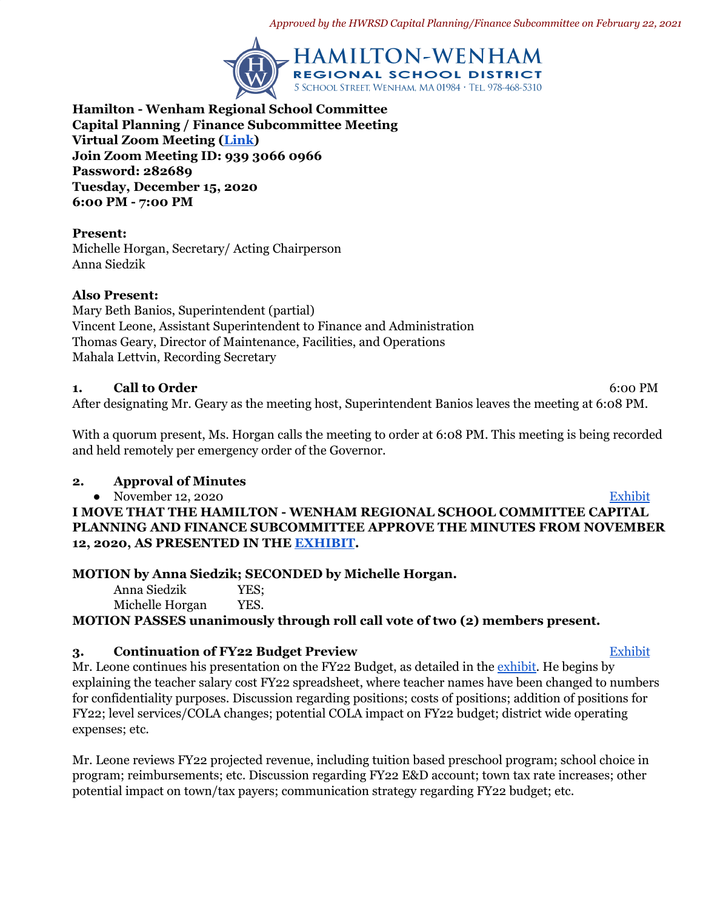*Approved by the HWRSD Capital Planning/Finance Subcommittee on February 22, 2021*

HAMILTON-WENHAM
REGIONAL SCHOOL DISTRICT
5 School Street, Wenham, MA 01984 · Tel. 978-468-5310

**Hamilton - Wenham Regional School Committee**
**Capital Planning / Finance Subcommittee Meeting**
**Virtual Zoom Meeting (Link)**
**Join Zoom Meeting ID: 939 3066 0966**
**Password: 282689**
**Tuesday, December 15, 2020**
**6:00 PM - 7:00 PM**

**Present:**
Michelle Horgan, Secretary/ Acting Chairperson
Anna Siedzik

**Also Present:**
Mary Beth Banios, Superintendent (partial)
Vincent Leone, Assistant Superintendent to Finance and Administration
Thomas Geary, Director of Maintenance, Facilities, and Operations
Mahala Lettvin, Recording Secretary

## 1. Call to Order 6:00 PM

After designating Mr. Geary as the meeting host, Superintendent Banios leaves the meeting at 6:08 PM.

With a quorum present, Ms. Horgan calls the meeting to order at 6:08 PM. This meeting is being recorded and held remotely per emergency order of the Governor.

## 2. Approval of Minutes

- November 12, 2020 Exhibit

**I MOVE THAT THE HAMILTON - WENHAM REGIONAL SCHOOL COMMITTEE CAPITAL PLANNING AND FINANCE SUBCOMMITTEE APPROVE THE MINUTES FROM NOVEMBER 12, 2020, AS PRESENTED IN THE EXHIBIT.**

**MOTION by Anna Siedzik; SECONDED by Michelle Horgan.**

Anna Siedzik YES;
Michelle Horgan YES.

**MOTION PASSES unanimously through roll call vote of two (2) members present.**

## 3. Continuation of FY22 Budget Preview Exhibit

Mr. Leone continues his presentation on the FY22 Budget, as detailed in the exhibit. He begins by explaining the teacher salary cost FY22 spreadsheet, where teacher names have been changed to numbers for confidentiality purposes. Discussion regarding positions; costs of positions; addition of positions for FY22; level services/COLA changes; potential COLA impact on FY22 budget; district wide operating expenses; etc.

Mr. Leone reviews FY22 projected revenue, including tuition based preschool program; school choice in program; reimbursements; etc. Discussion regarding FY22 E&D account; town tax rate increases; other potential impact on town/tax payers; communication strategy regarding FY22 budget; etc.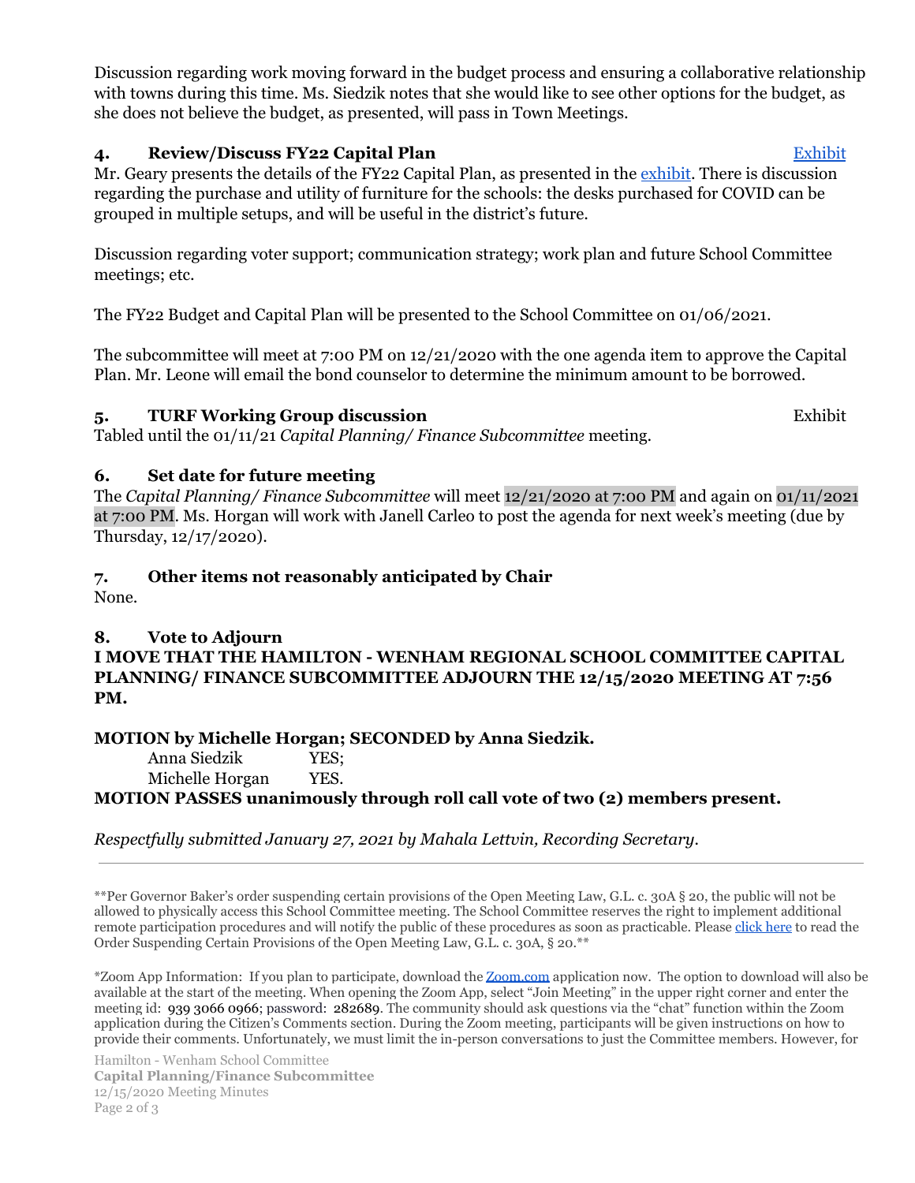Discussion regarding work moving forward in the budget process and ensuring a collaborative relationship with towns during this time. Ms. Siedzik notes that she would like to see other options for the budget, as she does not believe the budget, as presented, will pass in Town Meetings.

### 4. Review/Discuss FY22 Capital Plan — Exhibit

Mr. Geary presents the details of the FY22 Capital Plan, as presented in the exhibit. There is discussion regarding the purchase and utility of furniture for the schools: the desks purchased for COVID can be grouped in multiple setups, and will be useful in the district's future.

Discussion regarding voter support; communication strategy; work plan and future School Committee meetings; etc.

The FY22 Budget and Capital Plan will be presented to the School Committee on 01/06/2021.

The subcommittee will meet at 7:00 PM on 12/21/2020 with the one agenda item to approve the Capital Plan. Mr. Leone will email the bond counselor to determine the minimum amount to be borrowed.

### 5. TURF Working Group discussion — Exhibit

Tabled until the 01/11/21 *Capital Planning/ Finance Subcommittee* meeting.

### 6. Set date for future meeting

The *Capital Planning/ Finance Subcommittee* will meet 12/21/2020 at 7:00 PM and again on 01/11/2021 at 7:00 PM. Ms. Horgan will work with Janell Carleo to post the agenda for next week's meeting (due by Thursday, 12/17/2020).

### 7. Other items not reasonably anticipated by Chair

None.

### 8. Vote to Adjourn

**I MOVE THAT THE HAMILTON - WENHAM REGIONAL SCHOOL COMMITTEE CAPITAL PLANNING/ FINANCE SUBCOMMITTEE ADJOURN THE 12/15/2020 MEETING AT 7:56 PM.**

**MOTION by Michelle Horgan; SECONDED by Anna Siedzik.**

Anna Siedzik YES;
Michelle Horgan YES.

**MOTION PASSES unanimously through roll call vote of two (2) members present.**

*Respectfully submitted January 27, 2021 by Mahala Lettvin, Recording Secretary.*

---

**Per Governor Baker's order suspending certain provisions of the Open Meeting Law, G.L. c. 30A § 20, the public will not be allowed to physically access this School Committee meeting. The School Committee reserves the right to implement additional remote participation procedures and will notify the public of these procedures as soon as practicable. Please click here to read the Order Suspending Certain Provisions of the Open Meeting Law, G.L. c. 30A, § 20.**

*Zoom App Information: If you plan to participate, download the Zoom.com application now. The option to download will also be available at the start of the meeting. When opening the Zoom App, select "Join Meeting" in the upper right corner and enter the meeting id: 939 3066 0966; password: 282689. The community should ask questions via the "chat" function within the Zoom application during the Citizen's Comments section. During the Zoom meeting, participants will be given instructions on how to provide their comments. Unfortunately, we must limit the in-person conversations to just the Committee members. However, for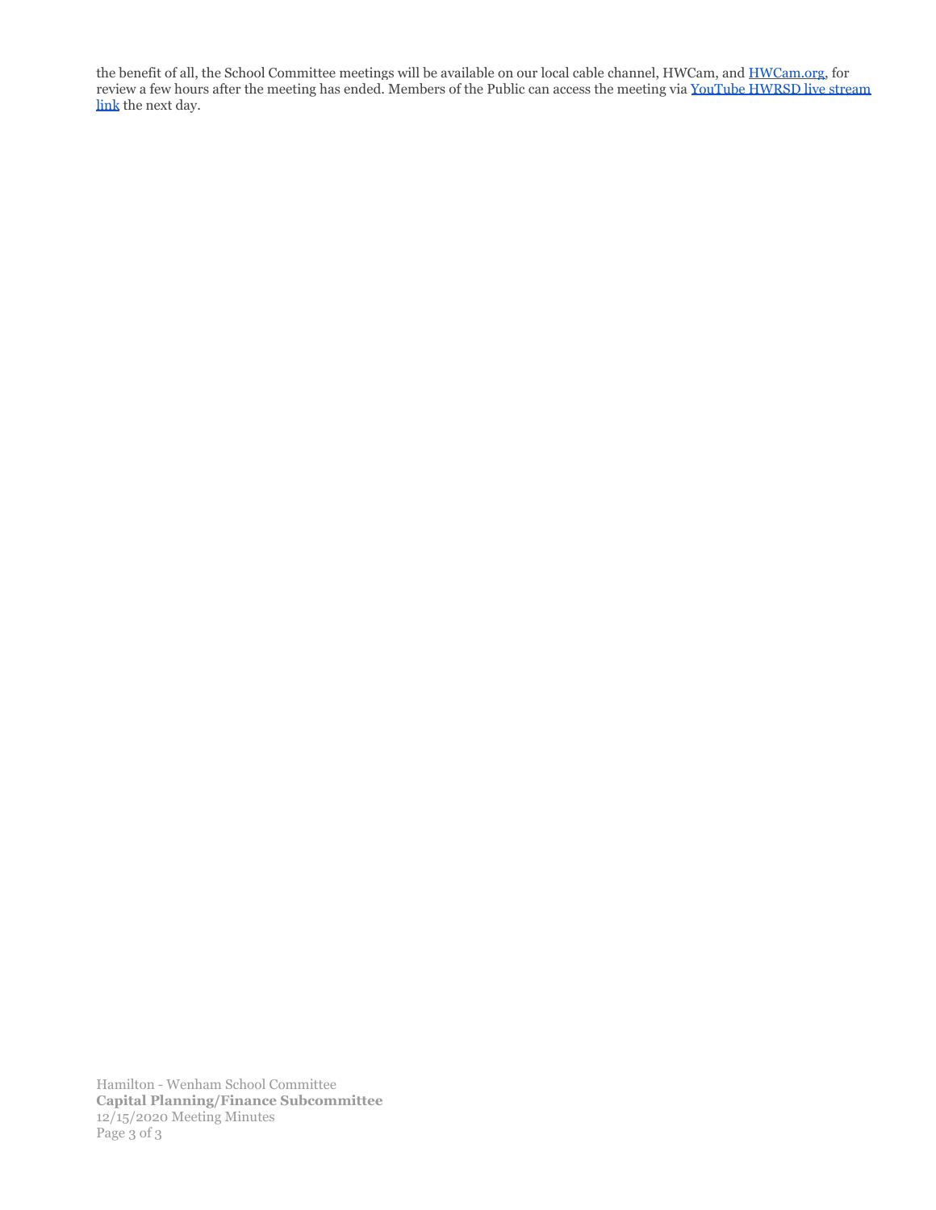the benefit of all, the School Committee meetings will be available on our local cable channel, HWCam, and [HWCam.org](HWCam.org), for review a few hours after the meeting has ended. Members of the Public can access the meeting via [YouTube HWRSD live stream link]() the next day.